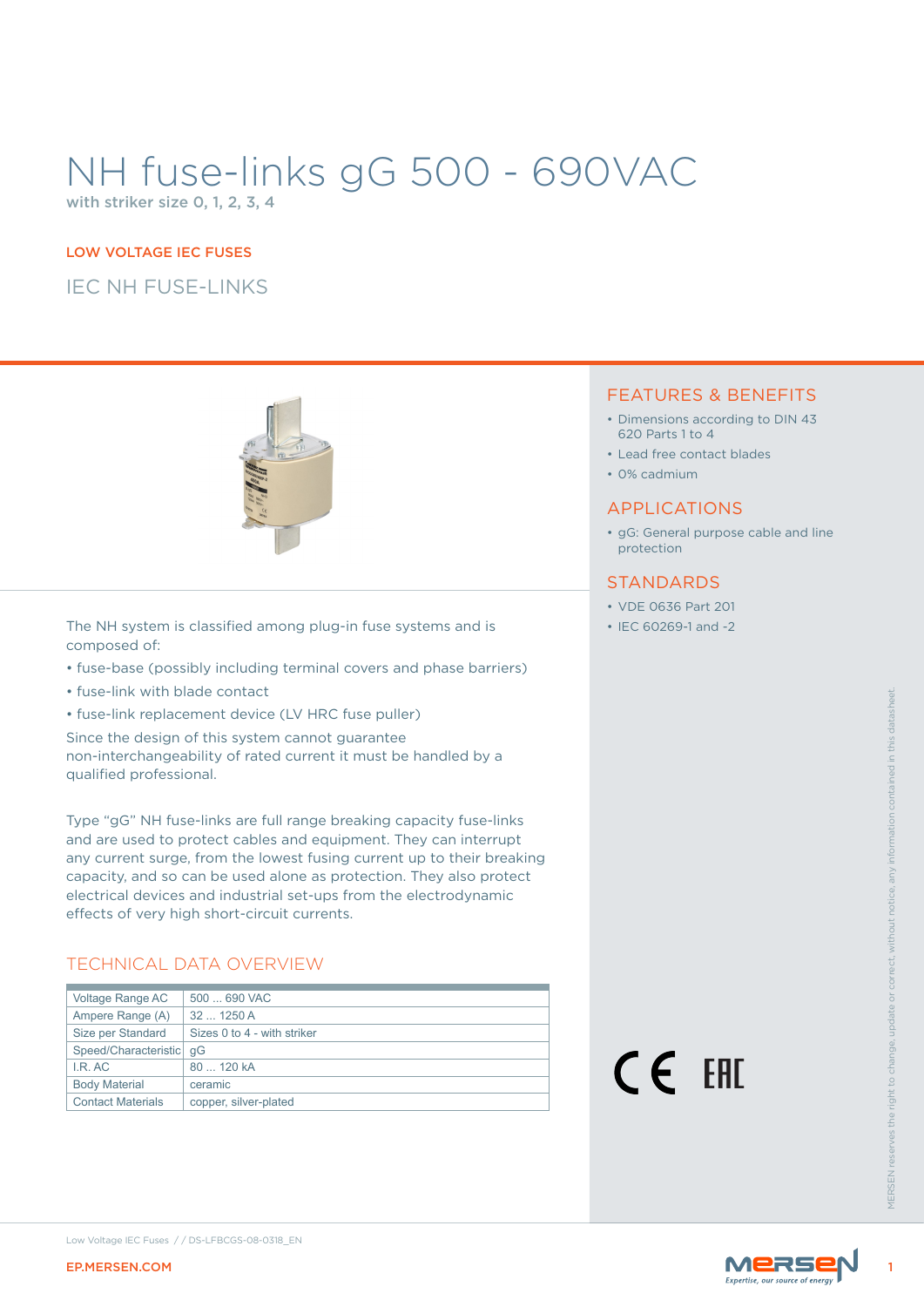# NH fuse-links gG 500 - 690VAC

with striker size 0, 1, 2, 3, 4

LOW VOLTAGE IEC FUSES

## IEC NH FUSE-LINKS

The NH system is classified among plug-in fuse systems and is composed of:

- fuse-base (possibly including terminal covers and phase barriers)
- fuse-link with blade contact
- fuse-link replacement device (LV HRC fuse puller)

Since the design of this system cannot guarantee non-interchangeability of rated current it must be handled by a qualified professional.

Type "gG" NH fuse-links are full range breaking capacity fuse-links and are used to protect cables and equipment. They can interrupt any current surge, from the lowest fusing current up to their breaking capacity, and so can be used alone as protection. They also protect electrical devices and industrial set-ups from the electrodynamic effects of very high short-circuit currents.

## TECHNICAL DATA OVERVIEW

| | |
|---|---|
| Voltage Range AC | 500 ... 690 VAC |
| Ampere Range (A) | 32 ... 1250 A |
| Size per Standard | Sizes 0 to 4 - with striker |
| Speed/Characteristic | gG |
| I.R. AC | 80 ... 120 kA |
| Body Material | ceramic |
| Contact Materials | copper, silver-plated |

## FEATURES & BENEFITS

- Dimensions according to DIN 43 620 Parts 1 to 4
- Lead free contact blades
- 0% cadmium

## APPLICATIONS

- gG: General purpose cable and line protection

## STANDARDS

- VDE 0636 Part 201
- IEC 60269-1 and -2

MERSEN reserves the right to change, update or correct, without notice, any information contained in this datasheet.

Low Voltage IEC Fuses / / DS-LFBCGS-08-0318_EN

EP.MERSEN.COM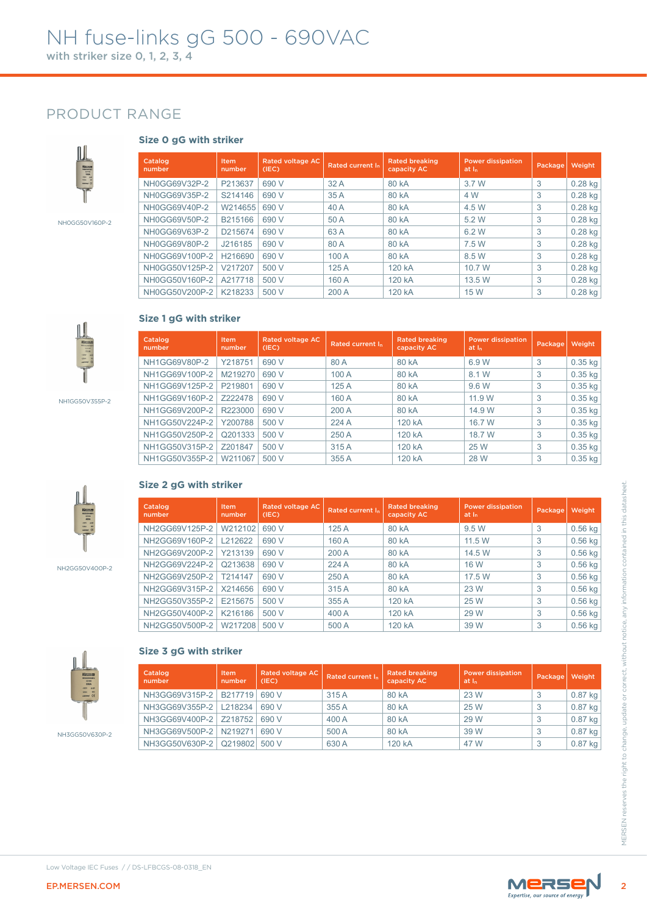# NH fuse-links gG 500 - 690VAC

with striker size 0, 1, 2, 3, 4

## PRODUCT RANGE

NH0GG50V160P-2

### Size 0 gG with striker

| Catalog number | Item number | Rated voltage AC (IEC) | Rated current $I_n$ | Rated breaking capacity AC | Power dissipation at $I_n$ | Package | Weight |
|---|---|---|---|---|---|---|---|
| NH0GG69V32P-2 | P213637 | 690 V | 32 A | 80 kA | 3.7 W | 3 | 0.28 kg |
| NH0GG69V35P-2 | S214146 | 690 V | 35 A | 80 kA | 4 W | 3 | 0.28 kg |
| NH0GG69V40P-2 | W214655 | 690 V | 40 A | 80 kA | 4.5 W | 3 | 0.28 kg |
| NH0GG69V50P-2 | B215166 | 690 V | 50 A | 80 kA | 5.2 W | 3 | 0.28 kg |
| NH0GG69V63P-2 | D215674 | 690 V | 63 A | 80 kA | 6.2 W | 3 | 0.28 kg |
| NH0GG69V80P-2 | J216185 | 690 V | 80 A | 80 kA | 7.5 W | 3 | 0.28 kg |
| NH0GG69V100P-2 | H216690 | 690 V | 100 A | 80 kA | 8.5 W | 3 | 0.28 kg |
| NH0GG50V125P-2 | V217207 | 500 V | 125 A | 120 kA | 10.7 W | 3 | 0.28 kg |
| NH0GG50V160P-2 | A217718 | 500 V | 160 A | 120 kA | 13.5 W | 3 | 0.28 kg |
| NH0GG50V200P-2 | K218233 | 500 V | 200 A | 120 kA | 15 W | 3 | 0.28 kg |

NH1GG50V355P-2

### Size 1 gG with striker

| Catalog number | Item number | Rated voltage AC (IEC) | Rated current $I_n$ | Rated breaking capacity AC | Power dissipation at $I_n$ | Package | Weight |
|---|---|---|---|---|---|---|---|
| NH1GG69V80P-2 | Y218751 | 690 V | 80 A | 80 kA | 6.9 W | 3 | 0.35 kg |
| NH1GG69V100P-2 | M219270 | 690 V | 100 A | 80 kA | 8.1 W | 3 | 0.35 kg |
| NH1GG69V125P-2 | P219801 | 690 V | 125 A | 80 kA | 9.6 W | 3 | 0.35 kg |
| NH1GG69V160P-2 | Z222478 | 690 V | 160 A | 80 kA | 11.9 W | 3 | 0.35 kg |
| NH1GG69V200P-2 | R223000 | 690 V | 200 A | 80 kA | 14.9 W | 3 | 0.35 kg |
| NH1GG50V224P-2 | Y200788 | 500 V | 224 A | 120 kA | 16.7 W | 3 | 0.35 kg |
| NH1GG50V250P-2 | Q201333 | 500 V | 250 A | 120 kA | 18.7 W | 3 | 0.35 kg |
| NH1GG50V315P-2 | Z201847 | 500 V | 315 A | 120 kA | 25 W | 3 | 0.35 kg |
| NH1GG50V355P-2 | W211067 | 500 V | 355 A | 120 kA | 28 W | 3 | 0.35 kg |

NH2GG50V400P-2

### Size 2 gG with striker

| Catalog number | Item number | Rated voltage AC (IEC) | Rated current $I_n$ | Rated breaking capacity AC | Power dissipation at $I_n$ | Package | Weight |
|---|---|---|---|---|---|---|---|
| NH2GG69V125P-2 | W212102 | 690 V | 125 A | 80 kA | 9.5 W | 3 | 0.56 kg |
| NH2GG69V160P-2 | L212622 | 690 V | 160 A | 80 kA | 11.5 W | 3 | 0.56 kg |
| NH2GG69V200P-2 | Y213139 | 690 V | 200 A | 80 kA | 14.5 W | 3 | 0.56 kg |
| NH2GG69V224P-2 | Q213638 | 690 V | 224 A | 80 kA | 16 W | 3 | 0.56 kg |
| NH2GG69V250P-2 | T214147 | 690 V | 250 A | 80 kA | 17.5 W | 3 | 0.56 kg |
| NH2GG69V315P-2 | X214656 | 690 V | 315 A | 80 kA | 23 W | 3 | 0.56 kg |
| NH2GG50V355P-2 | E215675 | 500 V | 355 A | 120 kA | 25 W | 3 | 0.56 kg |
| NH2GG50V400P-2 | K216186 | 500 V | 400 A | 120 kA | 29 W | 3 | 0.56 kg |
| NH2GG50V500P-2 | W217208 | 500 V | 500 A | 120 kA | 39 W | 3 | 0.56 kg |

NH3GG50V630P-2

### Size 3 gG with striker

| Catalog number | Item number | Rated voltage AC (IEC) | Rated current $I_n$ | Rated breaking capacity AC | Power dissipation at $I_n$ | Package | Weight |
|---|---|---|---|---|---|---|---|
| NH3GG69V315P-2 | B217719 | 690 V | 315 A | 80 kA | 23 W | 3 | 0.87 kg |
| NH3GG69V355P-2 | L218234 | 690 V | 355 A | 80 kA | 25 W | 3 | 0.87 kg |
| NH3GG69V400P-2 | Z218752 | 690 V | 400 A | 80 kA | 29 W | 3 | 0.87 kg |
| NH3GG69V500P-2 | N219271 | 690 V | 500 A | 80 kA | 39 W | 3 | 0.87 kg |
| NH3GG50V630P-2 | Q219802 | 500 V | 630 A | 120 kA | 47 W | 3 | 0.87 kg |

MERSEN reserves the right to change, update or correct, without notice, any information contained in this datasheet.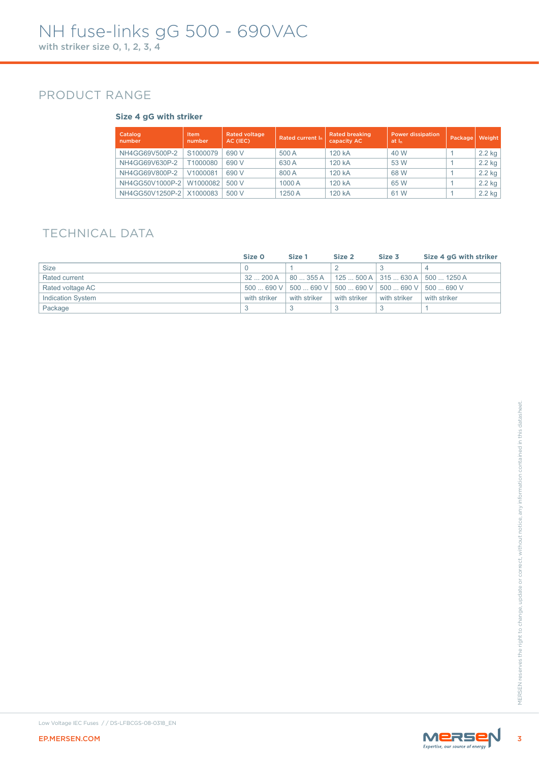# NH fuse-links gG 500 - 690VAC

with striker size 0, 1, 2, 3, 4

## PRODUCT RANGE

### Size 4 gG with striker

| Catalog number | Item number | Rated voltage AC (IEC) | Rated current $I_n$ | Rated breaking capacity AC | Power dissipation at $I_n$ | Package | Weight |
|---|---|---|---|---|---|---|---|
| NH4GG69V500P-2 | S1000079 | 690 V | 500 A | 120 kA | 40 W | 1 | 2.2 kg |
| NH4GG69V630P-2 | T1000080 | 690 V | 630 A | 120 kA | 53 W | 1 | 2.2 kg |
| NH4GG69V800P-2 | V1000081 | 690 V | 800 A | 120 kA | 68 W | 1 | 2.2 kg |
| NH4GG50V1000P-2 | W1000082 | 500 V | 1000 A | 120 kA | 65 W | 1 | 2.2 kg |
| NH4GG50V1250P-2 | X1000083 | 500 V | 1250 A | 120 kA | 61 W | 1 | 2.2 kg |

## TECHNICAL DATA

| | Size 0 | Size 1 | Size 2 | Size 3 | Size 4 gG with striker |
|---|---|---|---|---|---|
| Size | 0 | 1 | 2 | 3 | 4 |
| Rated current | 32 ... 200 A | 80 ... 355 A | 125 ... 500 A | 315 ... 630 A | 500 ... 1250 A |
| Rated voltage AC | 500 ... 690 V | 500 ... 690 V | 500 ... 690 V | 500 ... 690 V | 500 ... 690 V |
| Indication System | with striker | with striker | with striker | with striker | with striker |
| Package | 3 | 3 | 3 | 3 | 1 |

MERSEN reserves the right to change, update or correct, without notice, any information contained in this datasheet.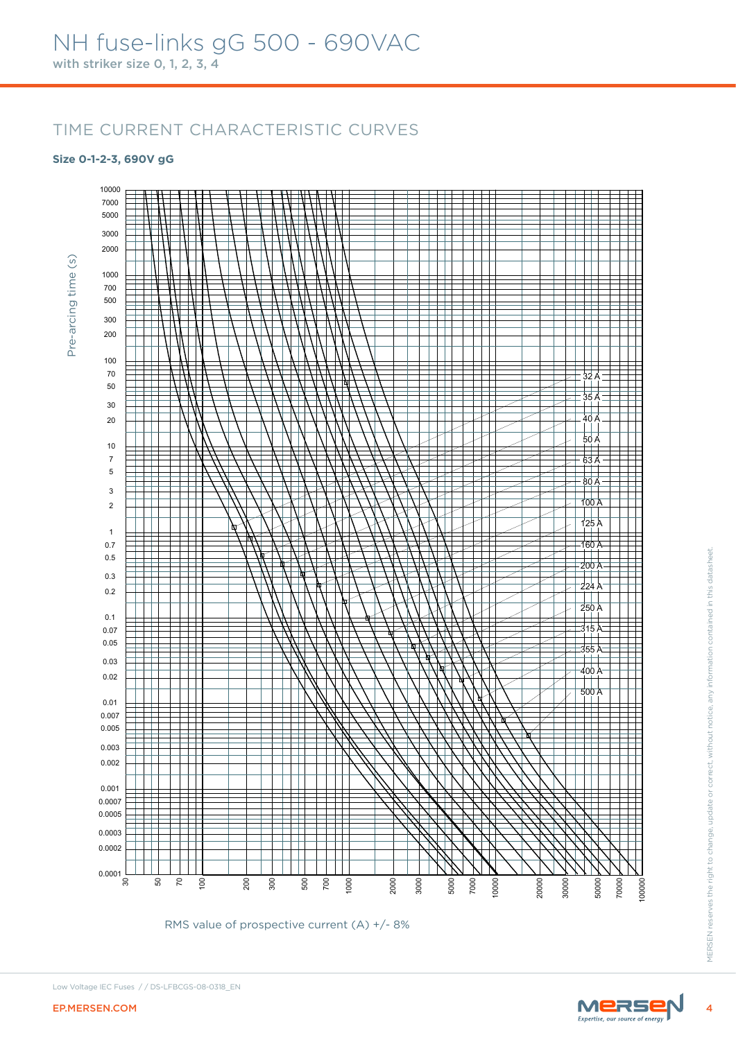# NH fuse-links gG 500 - 690VAC

with striker size 0, 1, 2, 3, 4

## TIME CURRENT CHARACTERISTIC CURVES

**Size 0-1-2-3, 690V gG**

Pre-arcing time (s)

10000
7000
5000
3000
2000
1000
700
500
300
200
100
70
50
30
20
10
7
5
3
2
1
0.7
0.5
0.3
0.2
0.1
0.07
0.05
0.03
0.02
0.01
0.007
0.005
0.003
0.002
0.001
0.0007
0.0005
0.0003
0.0002
0.0001

32 A
35 A
40 A
50 A
63 A
80 A
100 A
125 A
160 A
200 A
224 A
250 A
315 A
355 A
400 A
500 A

30 50 70 100 200 300 500 700 1000 2000 3000 5000 7000 10000 20000 30000 50000 70000 100000

RMS value of prospective current (A) +/- 8%

Low Voltage IEC Fuses / / DS-LFBCGS-08-0318_EN

EP.MERSEN.COM

MERSEN reserves the right to change, update or correct, without notice, any information contained in this datasheet.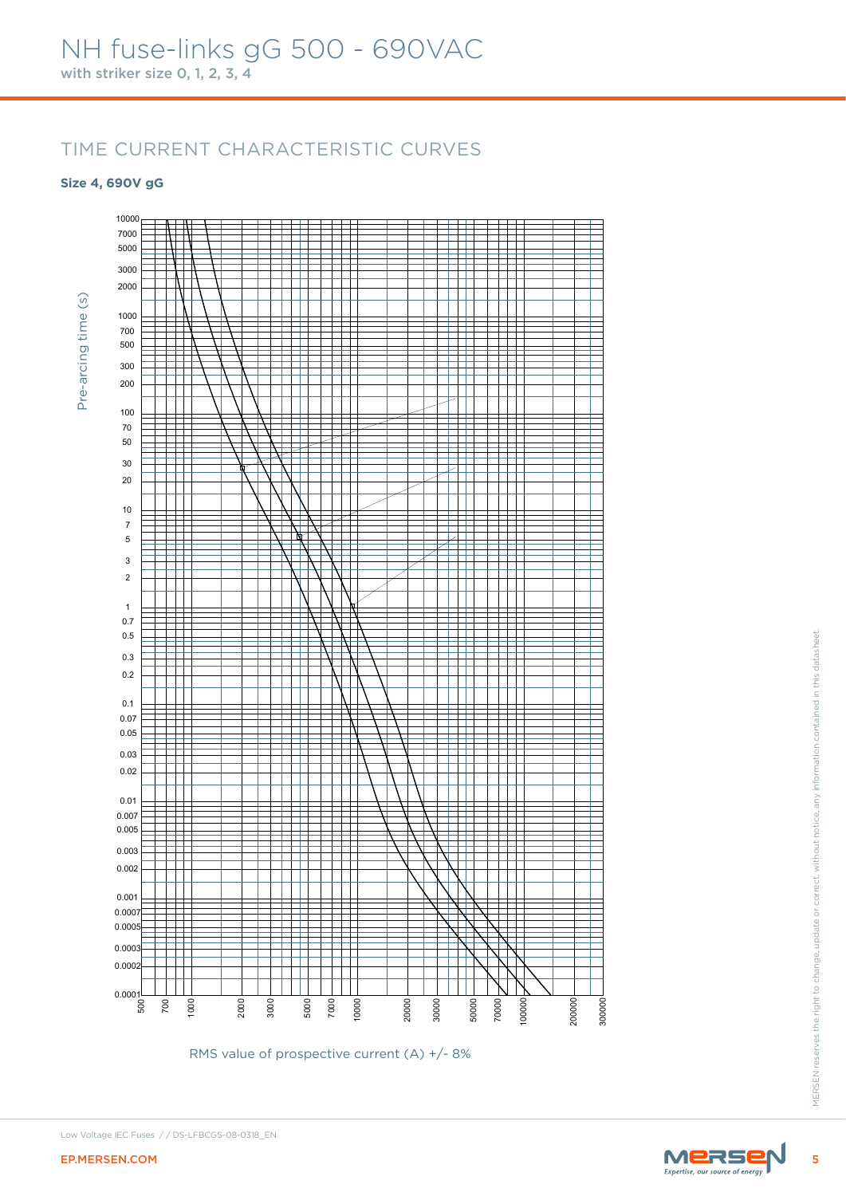# NH fuse-links gG 500 - 690VAC

with striker size 0, 1, 2, 3, 4

## TIME CURRENT CHARACTERISTIC CURVES

**Size 4, 690V gG**

Pre-arcing time (s)

10000
7000
5000
3000
2000
1000
700
500
300
200
100
70
50
30
20
10
7
5
3
2
1
0.7
0.5
0.3
0.2
0.1
0.07
0.05
0.03
0.02
0.01
0.007
0.005
0.003
0.002
0.001
0.0007
0.0005
0.0003
0.0002
0.0001

500 700 1000 2000 3000 5000 7000 10000 20000 30000 50000 70000 100000 200000 300000

RMS value of prospective current (A) +/- 8%

Low Voltage IEC Fuses / / DS-LFBCGS-08-0318_EN

EP.MERSEN.COM

MERSEN reserves the right to change, update or correct, without notice, any information contained in this datasheet.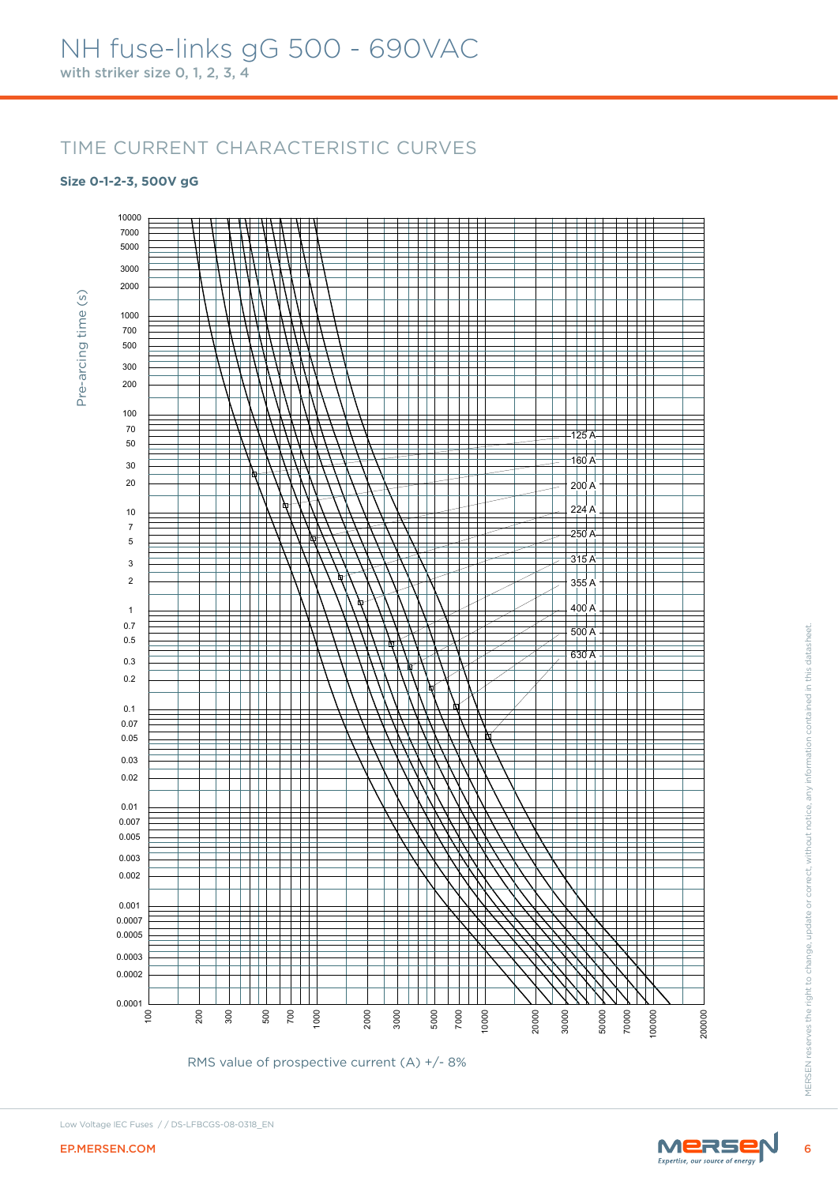# NH fuse-links gG 500 - 690VAC

with striker size 0, 1, 2, 3, 4

## TIME CURRENT CHARACTERISTIC CURVES

### Size 0-1-2-3, 500V gG

Pre-arcing time (s)

10000
7000
5000
3000
2000
1000
700
500
300
200
100
70
50
30
20
10
7
5
3
2
1
0.7
0.5
0.3
0.2
0.1
0.07
0.05
0.03
0.02
0.01
0.007
0.005
0.003
0.002
0.001
0.0007
0.0005
0.0003
0.0002
0.0001

125 A
160 A
200 A
224 A
250 A
315 A
355 A
400 A
500 A
630 A

100 200 300 500 700 1000 2000 3000 5000 7000 10000 20000 30000 50000 70000 100000 200000

RMS value of prospective current (A) +/- 8%

Low Voltage IEC Fuses / / DS-LFBCGS-08-0318_EN

EP.MERSEN.COM

MERSEN reserves the right to change, update or correct, without notice, any information contained in this datasheet.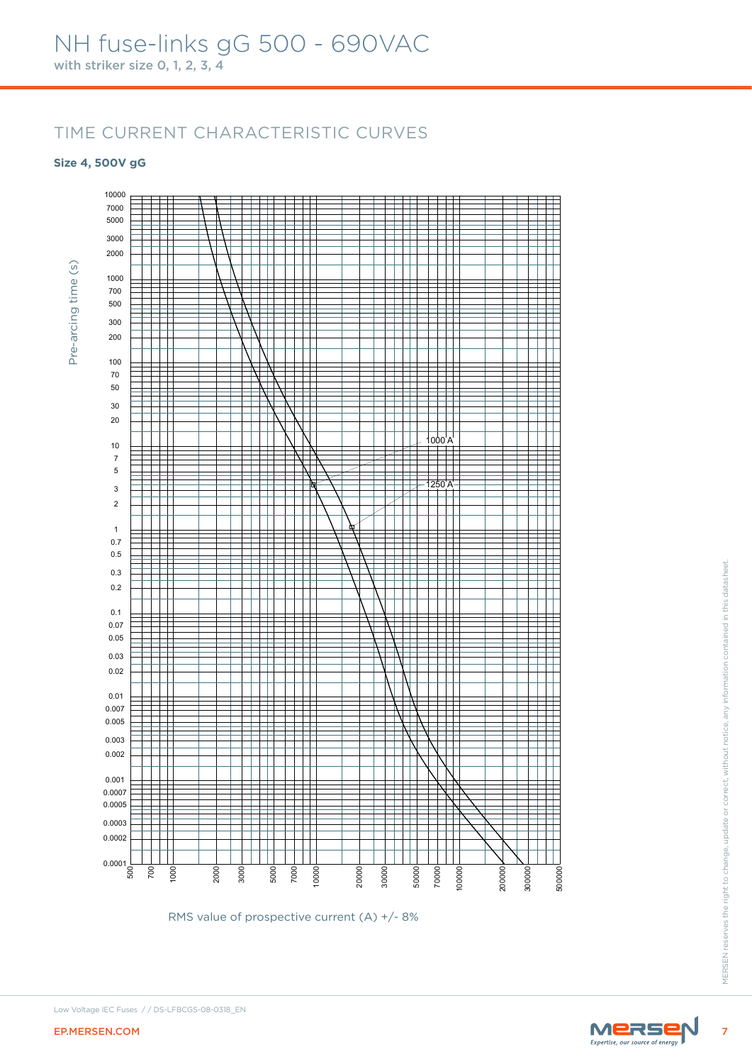# NH fuse-links gG 500 - 690VAC

with striker size 0, 1, 2, 3, 4

## TIME CURRENT CHARACTERISTIC CURVES

**Size 4, 500V gG**

Pre-arcing time (s)

10000, 7000, 5000, 3000, 2000, 1000, 700, 500, 300, 200, 100, 70, 50, 30, 20, 10, 7, 5, 3, 2, 1, 0.7, 0.5, 0.3, 0.2, 0.1, 0.07, 0.05, 0.03, 0.02, 0.01, 0.007, 0.005, 0.003, 0.002, 0.001, 0.0007, 0.0005, 0.0003, 0.0002, 0.0001

1000 A

1250 A

500, 700, 1000, 2000, 3000, 5000, 7000, 10000, 20000, 30000, 50000, 70000, 100000, 200000, 300000, 500000

RMS value of prospective current (A) +/- 8%

Low Voltage IEC Fuses / / DS-LFBCGS-08-0318_EN

EP.MERSEN.COM

MERSEN reserves the right to change, update or correct, without notice, any information contained in this datasheet.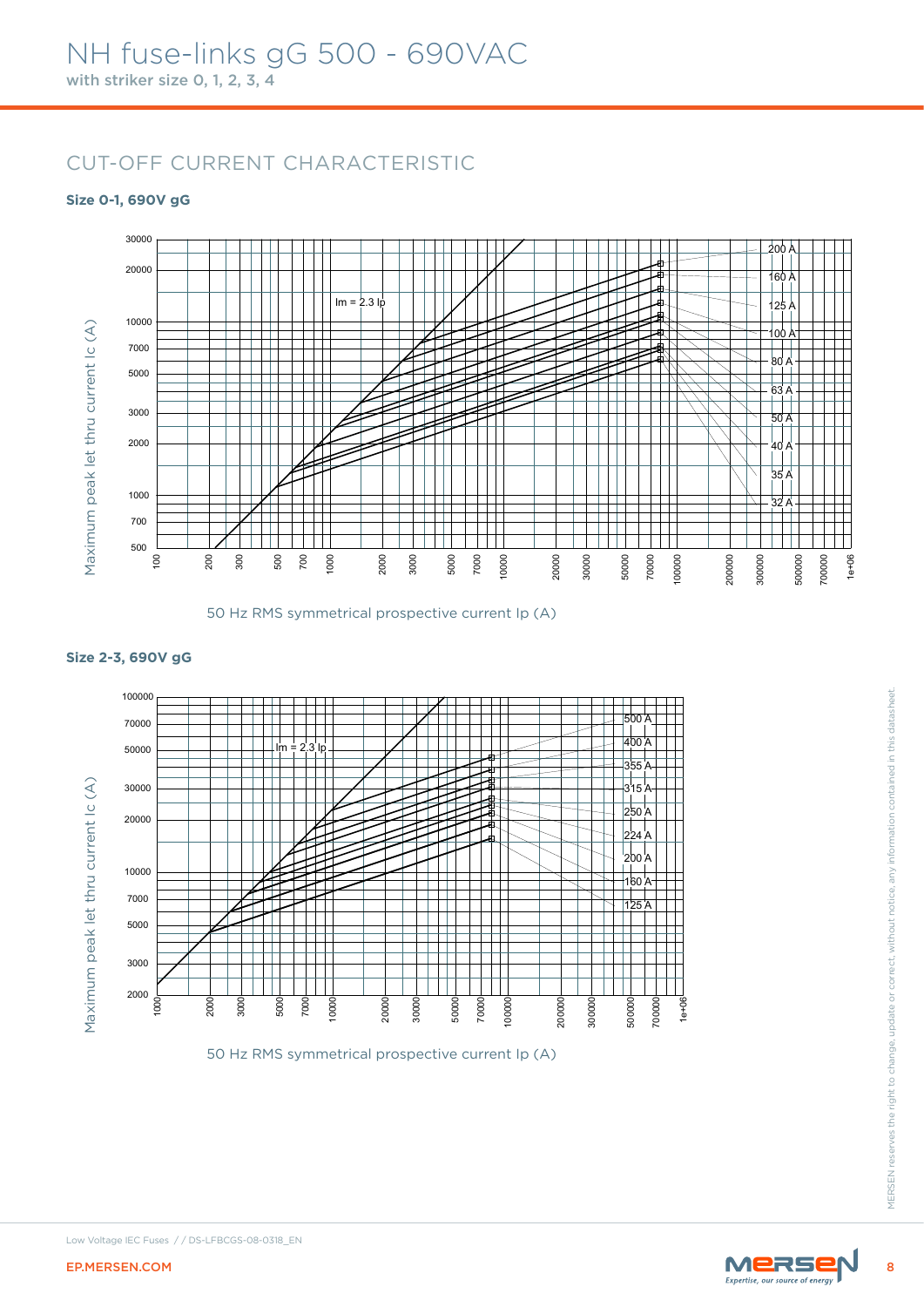# NH fuse-links gG 500 - 690VAC

with striker size 0, 1, 2, 3, 4

## CUT-OFF CURRENT CHARACTERISTIC

### Size 0-1, 690V gG

Maximum peak let thru current Ic (A)

Im = 2.3 Ip

200 A, 160 A, 125 A, 100 A, 80 A, 63 A, 50 A, 40 A, 35 A, 32 A

50 Hz RMS symmetrical prospective current Ip (A)

### Size 2-3, 690V gG

Maximum peak let thru current Ic (A)

Im = 2.3 Ip

500 A, 400 A, 355 A, 315 A, 250 A, 224 A, 200 A, 160 A, 125 A

50 Hz RMS symmetrical prospective current Ip (A)

MERSEN reserves the right to change, update or correct, without notice, any information contained in this datasheet.

Low Voltage IEC Fuses / / DS-LFBCGS-08-0318_EN

EP.MERSEN.COM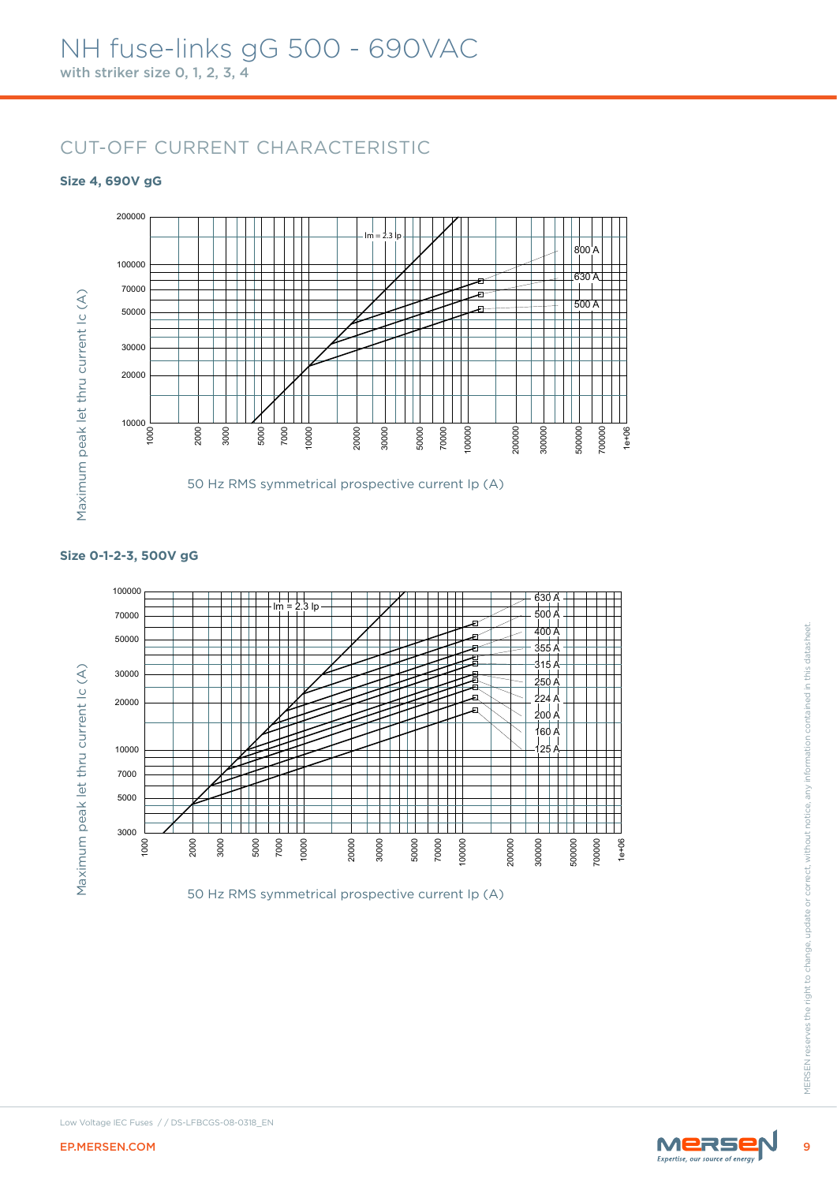# NH fuse-links gG 500 - 690VAC

with striker size 0, 1, 2, 3, 4

## CUT-OFF CURRENT CHARACTERISTIC

### Size 4, 690V gG

Maximum peak let thru current Ic (A)

200000, 100000, 70000, 50000, 30000, 20000, 10000

Im = 2.3 Ip

800 A
630 A
500 A

1000, 2000, 3000, 5000, 7000, 10000, 20000, 30000, 50000, 70000, 100000, 200000, 300000, 500000, 700000, 1e+06

50 Hz RMS symmetrical prospective current Ip (A)

### Size 0-1-2-3, 500V gG

Maximum peak let thru current Ic (A)

100000, 70000, 50000, 30000, 20000, 10000, 7000, 5000, 3000

Im = 2.3 Ip

630 A
500 A
400 A
355 A
315 A
250 A
224 A
200 A
160 A
125 A

1000, 2000, 3000, 5000, 7000, 10000, 20000, 30000, 50000, 70000, 100000, 200000, 300000, 500000, 700000, 1e+06

50 Hz RMS symmetrical prospective current Ip (A)

MERSEN reserves the right to change, update or correct, without notice, any information contained in this datasheet.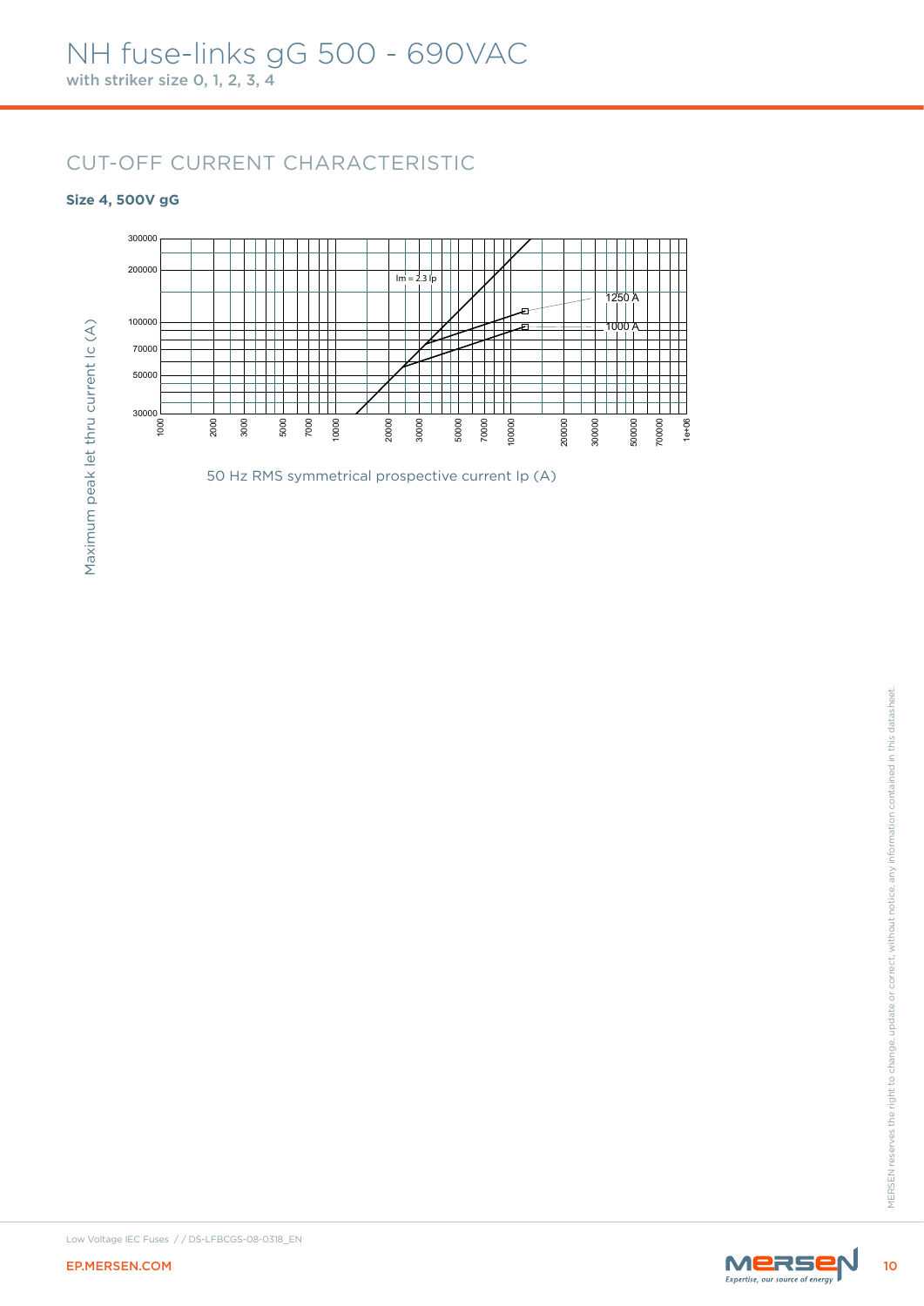# NH fuse-links gG 500 - 690VAC

**with striker size 0, 1, 2, 3, 4**

## CUT-OFF CURRENT CHARACTERISTIC

**Size 4, 500V gG**

Maximum peak let thru current Ic (A)

Im = 2.3 Ip

1250 A

1000 A

50 Hz RMS symmetrical prospective current Ip (A)

Low Voltage IEC Fuses / / DS-LFBCGS-08-0318_EN

EP.MERSEN.COM

MERSEN reserves the right to change, update or correct, without notice, any information contained in this datasheet.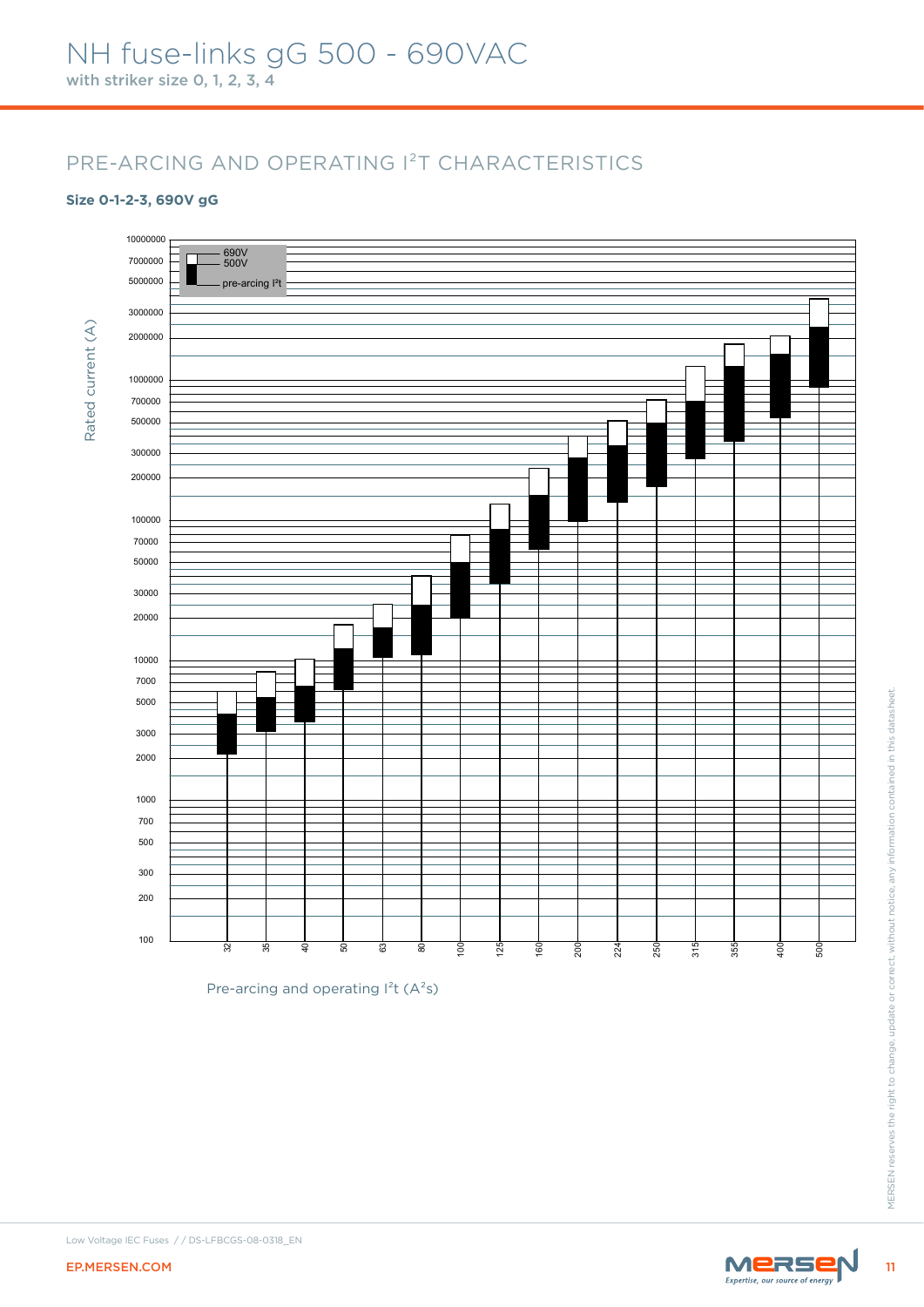# NH fuse-links gG 500 - 690VAC

with striker size 0, 1, 2, 3, 4

## PRE-ARCING AND OPERATING $I^2T$ CHARACTERISTICS

**Size 0-1-2-3, 690V gG**

Rated current (A)

690V
500V
pre-arcing $I^2t$

10000000, 7000000, 5000000, 3000000, 2000000, 1000000, 700000, 500000, 300000, 200000, 100000, 70000, 50000, 30000, 20000, 10000, 7000, 5000, 3000, 2000, 1000, 700, 500, 300, 200, 100

32, 35, 40, 50, 63, 80, 100, 125, 160, 200, 224, 250, 315, 355, 400, 500

Pre-arcing and operating $I^2t$ ($A^2s$)

MERSEN reserves the right to change, update or correct, without notice, any information contained in this datasheet.

Low Voltage IEC Fuses / / DS-LFBCGS-08-0318_EN

EP.MERSEN.COM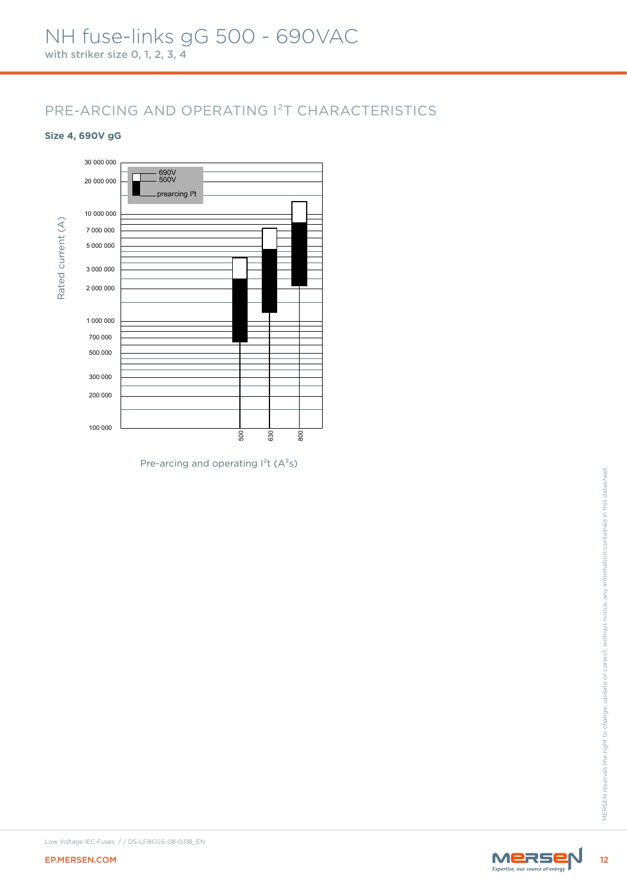## PRE-ARCING AND OPERATING I²T CHARACTERISTICS

**Size 4, 690V gG**

Rated current (A)

690V
500V
prearcing I²t

30 000 000
20 000 000
10 000 000
7 000 000
5 000 000
3 000 000
2 000 000
1 000 000
700 000
500 000
300 000
200 000
100 000

500
630
800

Pre-arcing and operating I²t (A²s)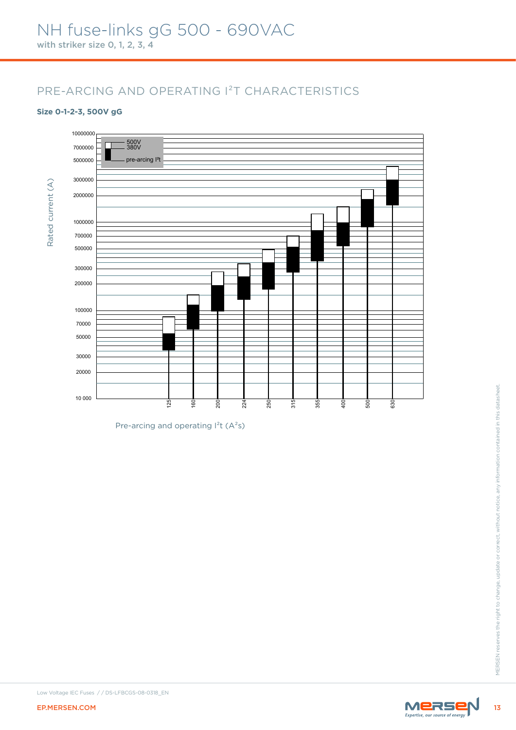# NH fuse-links gG 500 - 690VAC

with striker size 0, 1, 2, 3, 4

## PRE-ARCING AND OPERATING I²T CHARACTERISTICS

**Size 0-1-2-3, 500V gG**

Rated current (A)

500V
380V
pre-arcing I²t

10000000, 7000000, 5000000, 3000000, 2000000, 1000000, 700000, 500000, 300000, 200000, 100000, 70000, 50000, 30000, 20000, 10 000

125, 160, 200, 224, 250, 315, 355, 400, 500, 630

Pre-arcing and operating I²t (A²s)

Low Voltage IEC Fuses / / DS-LFBCGS-08-0318_EN

EP.MERSEN.COM

MERSEN reserves the right to change, update or correct, without notice, any information contained in this datasheet.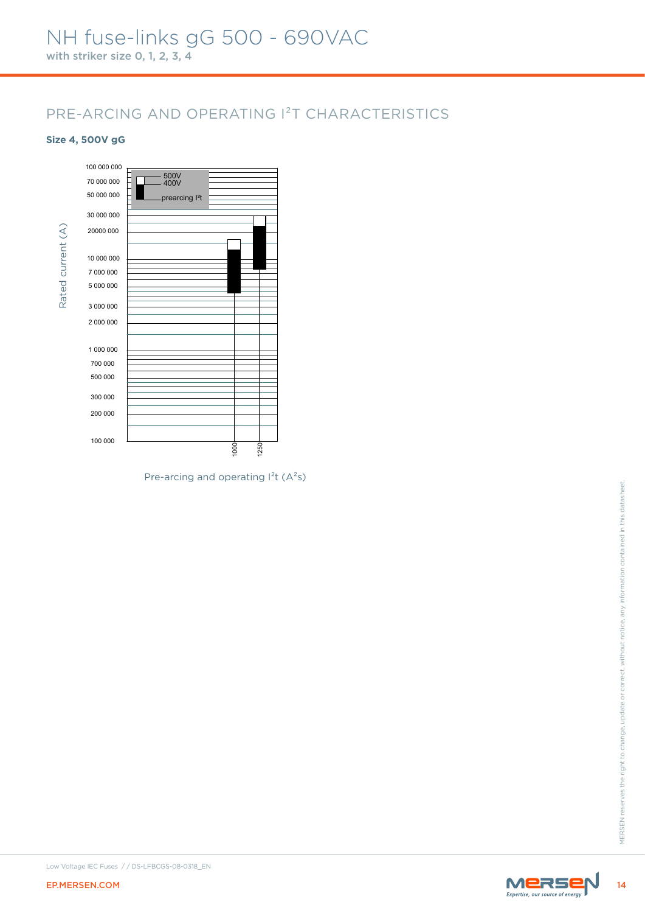# NH fuse-links gG 500 - 690VAC

**with striker size 0, 1, 2, 3, 4**

## PRE-ARCING AND OPERATING I$^2$T CHARACTERISTICS

**Size 4, 500V gG**

Rated current (A)

100 000 000
70 000 000
50 000 000
30 000 000
20000 000
10 000 000
7 000 000
5 000 000
3 000 000
2 000 000
1 000 000
700 000
500 000
300 000
200 000
100 000

500V
400V
prearcing I²t

1000
1250

Pre-arcing and operating I$^2$t (A$^2$s)

Low Voltage IEC Fuses / / DS-LFBCGS-08-0318_EN

EP.MERSEN.COM

MERSEN reserves the right to change, update or correct, without notice, any information contained in this datasheet.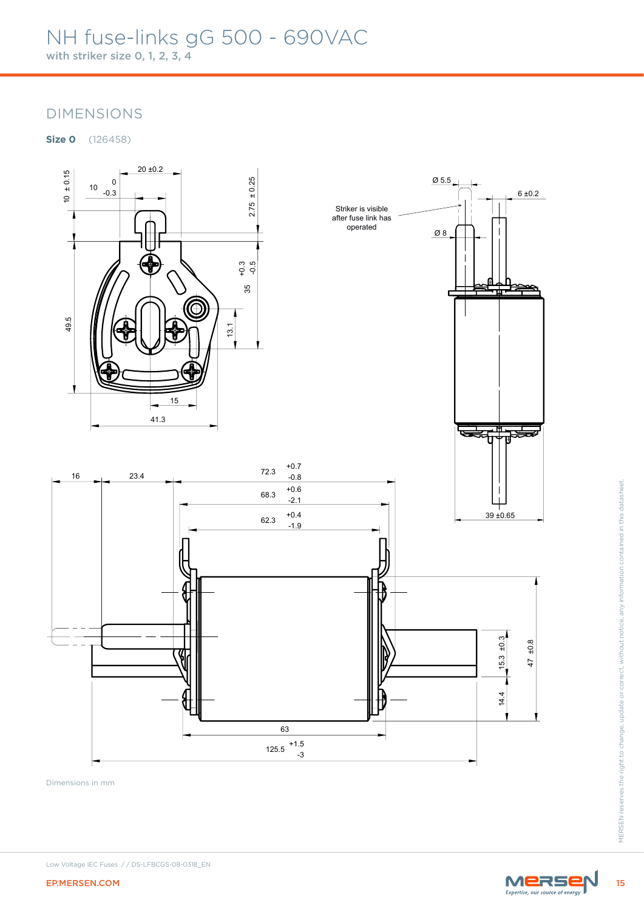# NH fuse-links gG 500 - 690VAC

with striker size 0, 1, 2, 3, 4

## DIMENSIONS

**Size 0** (126458)

Striker is visible after fuse link has operated

Dimensions in mm

MERSEN reserves the right to change, update or correct, without notice, any information contained in this datasheet.

Low Voltage IEC Fuses / / DS-LFBCGS-08-0318_EN

EP.MERSEN.COM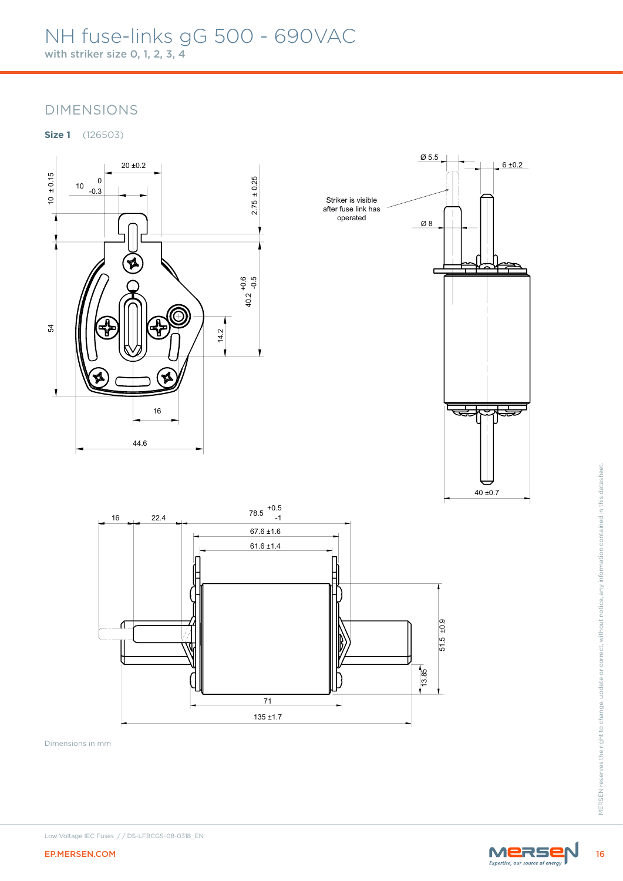# NH fuse-links gG 500 - 690VAC

with striker size 0, 1, 2, 3, 4

## DIMENSIONS

**Size 1** (126503)

20 ±0.2

10 ± 0.15

10 $^{0}_{-0.3}$

2.75 ± 0.25

40.2 $^{+0.6}_{-0.5}$

54

14.2

16

44.6

Ø 5.5

6 ±0.2

Striker is visible after fuse link has operated

Ø 8

40 ±0.7

16

22.4

78.5 $^{+0.5}_{-1}$

67.6 ±1.6

61.6 ±1.4

51.5 ±0.9

13.85

71

135 ±1.7

Dimensions in mm

MERSEN reserves the right to change, update or correct, without notice, any information contained in this datasheet.

Low Voltage IEC Fuses / / DS-LFBCGS-08-0318_EN

EP.MERSEN.COM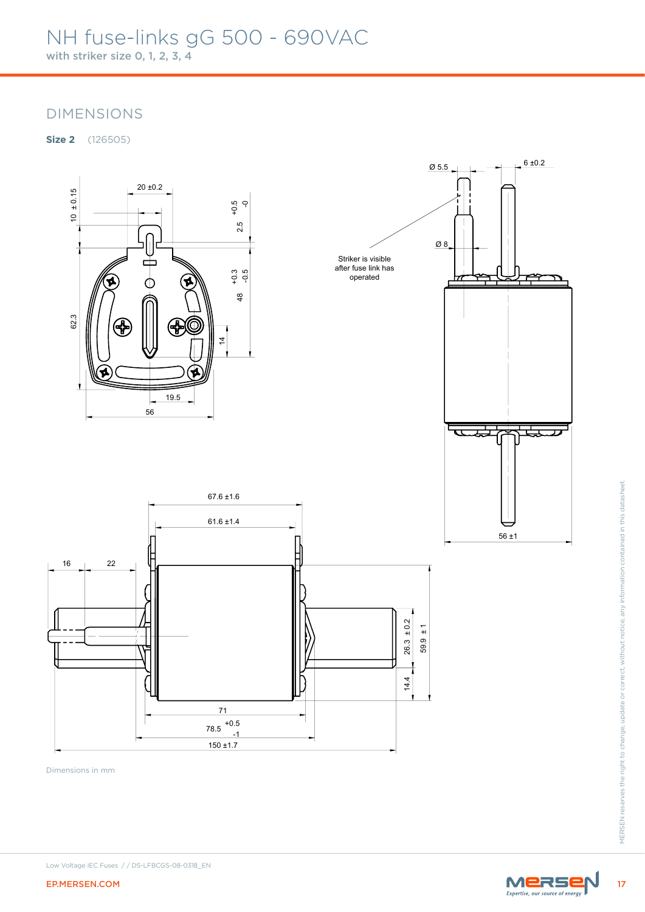# NH fuse-links gG 500 - 690VAC

with striker size 0, 1, 2, 3, 4

## DIMENSIONS

**Size 2** (126505)

20 ±0.2

10 ± 0.15

2.5 +0.5 -0

48 +0.3 -0.5

62.3

14

19.5

56

Ø 5.5

6 ±0.2

Ø 8

Striker is visible after fuse link has operated

56 ±1

67.6 ±1.6

61.6 ±1.4

16

22

26.3 ± 0.2

59.9 ± 1

14.4

71

78.5 +0.5 -1

150 ±1.7

Dimensions in mm

MERSEN reserves the right to change, update or correct, without notice, any information contained in this datasheet.

Low Voltage IEC Fuses / / DS-LFBCGS-08-0318_EN

EP.MERSEN.COM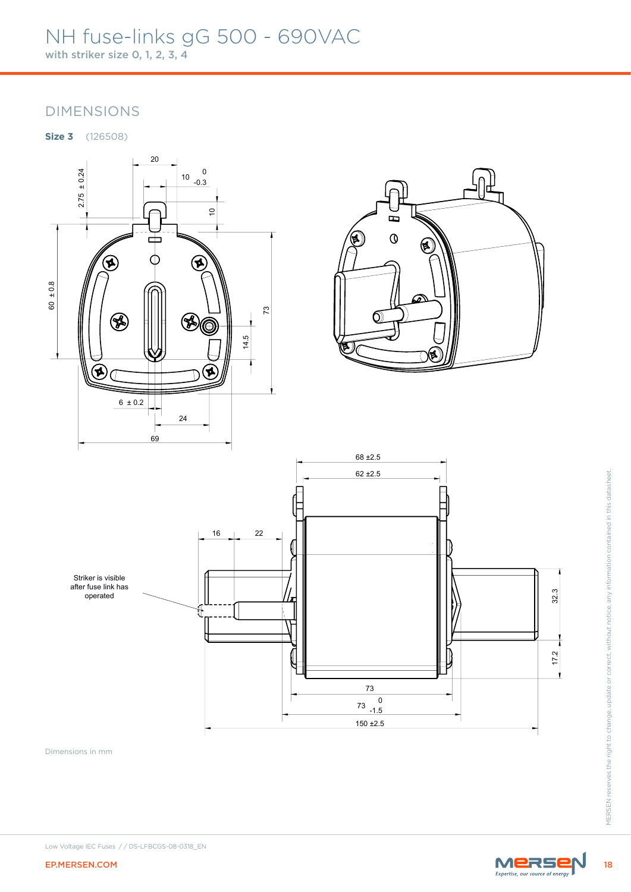# NH fuse-links gG 500 - 690VAC

with striker size 0, 1, 2, 3, 4

## DIMENSIONS

**Size 3** (126508)

20

10 $^{0}_{-0.3}$

2.75 ± 0.24

10

60 ± 0.8

73

14.5

6 ± 0.2

24

69

68 ±2.5

62 ±2.5

16

22

Striker is visible after fuse link has operated

32.3

17.2

73

73 $^{0}_{-1.5}$

150 ±2.5

Dimensions in mm

MERSEN reserves the right to change, update or correct, without notice, any information contained in this datasheet.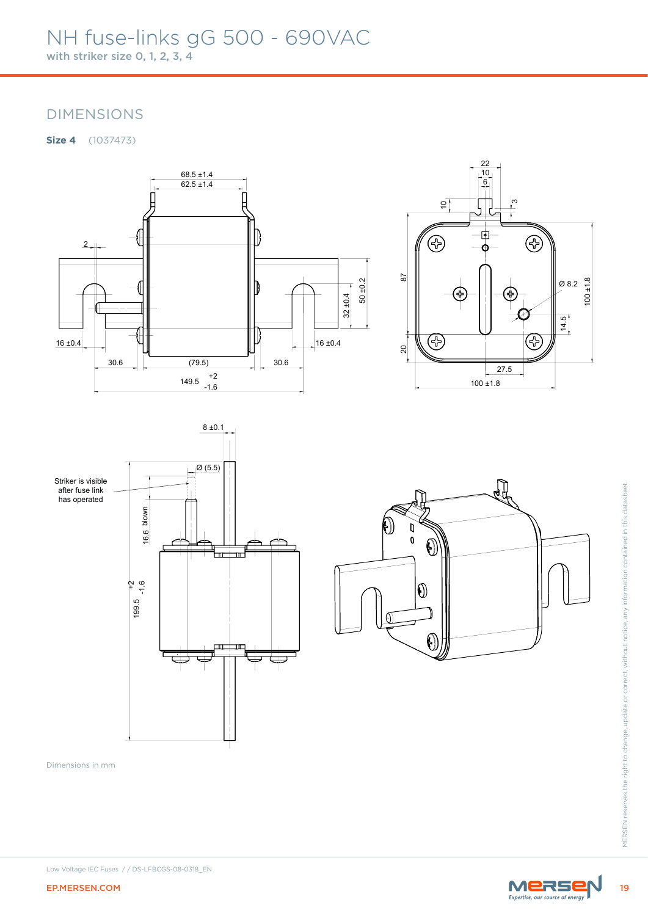# NH fuse-links gG 500 - 690VAC

with striker size 0, 1, 2, 3, 4

## DIMENSIONS

**Size 4** (1037473)

68.5 ±1.4
62.5 ±1.4
2
32 ±0.4
50 ±0.2
16 ±0.4
16 ±0.4
30.6
(79.5)
30.6
149.5 +2 -1.6

22
10
6
10
3
87
Ø 8.2
100 ±1.8
14.5
20
27.5
100 ±1.8

8 ±0.1
Ø (5.5)
Striker is visible after fuse link has operated
16.6 blown
199.5 +2 -1.6

Dimensions in mm

Low Voltage IEC Fuses / / DS-LFBCGS-08-0318_EN

EP.MERSEN.COM

MERSEN reserves the right to change, update or correct, without notice, any information contained in this datasheet.